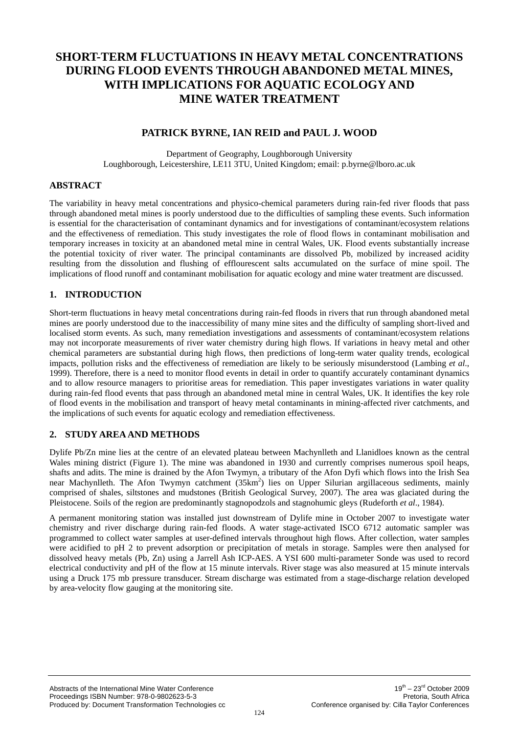# SHORT-TERM FLUCTUATIONS IN HEAVY METAL CONCENTRATIONS DURING FLOOD EVENTS THROUGH ABANDONED METAL MINES, WITH IMPLICATIONS FOR AQUATIC ECOLOGY AND MINE WATER TREATMENT

### PATRICK BYRNE, IAN REID and PAUL J. WOOD

Department of Geography, Loughborough University
Loughborough, Leicestershire, LE11 3TU, United Kingdom; email: p.byrne@lboro.ac.uk

## ABSTRACT

The variability in heavy metal concentrations and physico-chemical parameters during rain-fed river floods that pass through abandoned metal mines is poorly understood due to the difficulties of sampling these events. Such information is essential for the characterisation of contaminant dynamics and for investigations of contaminant/ecosystem relations and the effectiveness of remediation. This study investigates the role of flood flows in contaminant mobilisation and temporary increases in toxicity at an abandoned metal mine in central Wales, UK. Flood events substantially increase the potential toxicity of river water. The principal contaminants are dissolved Pb, mobilized by increased acidity resulting from the dissolution and flushing of efflourescent salts accumulated on the surface of mine spoil. The implications of flood runoff and contaminant mobilisation for aquatic ecology and mine water treatment are discussed.

## 1. INTRODUCTION

Short-term fluctuations in heavy metal concentrations during rain-fed floods in rivers that run through abandoned metal mines are poorly understood due to the inaccessibility of many mine sites and the difficulty of sampling short-lived and localised storm events. As such, many remediation investigations and assessments of contaminant/ecosystem relations may not incorporate measurements of river water chemistry during high flows. If variations in heavy metal and other chemical parameters are substantial during high flows, then predictions of long-term water quality trends, ecological impacts, pollution risks and the effectiveness of remediation are likely to be seriously misunderstood (Lambing *et al*., 1999). Therefore, there is a need to monitor flood events in detail in order to quantify accurately contaminant dynamics and to allow resource managers to prioritise areas for remediation. This paper investigates variations in water quality during rain-fed flood events that pass through an abandoned metal mine in central Wales, UK. It identifies the key role of flood events in the mobilisation and transport of heavy metal contaminants in mining-affected river catchments, and the implications of such events for aquatic ecology and remediation effectiveness.

## 2. STUDY AREA AND METHODS

Dylife Pb/Zn mine lies at the centre of an elevated plateau between Machynlleth and Llanidloes known as the central Wales mining district (Figure 1). The mine was abandoned in 1930 and currently comprises numerous spoil heaps, shafts and adits. The mine is drained by the Afon Twymyn, a tributary of the Afon Dyfi which flows into the Irish Sea near Machynlleth. The Afon Twymyn catchment ($35 km^2$) lies on Upper Silurian argillaceous sediments, mainly comprised of shales, siltstones and mudstones (British Geological Survey, 2007). The area was glaciated during the Pleistocene. Soils of the region are predominantly stagnopodzols and stagnohumic gleys (Rudeforth *et al*., 1984).

A permanent monitoring station was installed just downstream of Dylife mine in October 2007 to investigate water chemistry and river discharge during rain-fed floods. A water stage-activated ISCO 6712 automatic sampler was programmed to collect water samples at user-defined intervals throughout high flows. After collection, water samples were acidified to pH 2 to prevent adsorption or precipitation of metals in storage. Samples were then analysed for dissolved heavy metals (Pb, Zn) using a Jarrell Ash ICP-AES. A YSI 600 multi-parameter Sonde was used to record electrical conductivity and pH of the flow at 15 minute intervals. River stage was also measured at 15 minute intervals using a Druck 175 mb pressure transducer. Stream discharge was estimated from a stage-discharge relation developed by area-velocity flow gauging at the monitoring site.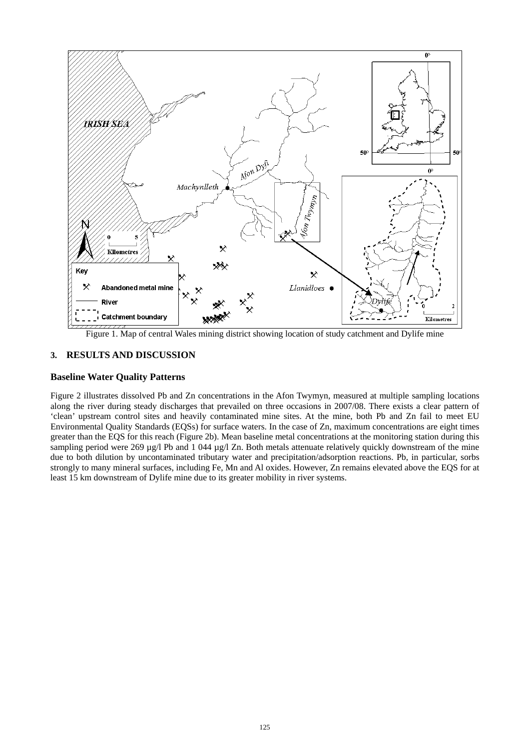Figure 1. Map of central Wales mining district showing location of study catchment and Dylife mine

## 3. RESULTS AND DISCUSSION

### Baseline Water Quality Patterns

Figure 2 illustrates dissolved Pb and Zn concentrations in the Afon Twymyn, measured at multiple sampling locations along the river during steady discharges that prevailed on three occasions in 2007/08. There exists a clear pattern of 'clean' upstream control sites and heavily contaminated mine sites. At the mine, both Pb and Zn fail to meet EU Environmental Quality Standards (EQSs) for surface waters. In the case of Zn, maximum concentrations are eight times greater than the EQS for this reach (Figure 2b). Mean baseline metal concentrations at the monitoring station during this sampling period were 269 µg/l Pb and 1 044 µg/l Zn. Both metals attenuate relatively quickly downstream of the mine due to both dilution by uncontaminated tributary water and precipitation/adsorption reactions. Pb, in particular, sorbs strongly to many mineral surfaces, including Fe, Mn and Al oxides. However, Zn remains elevated above the EQS for at least 15 km downstream of Dylife mine due to its greater mobility in river systems.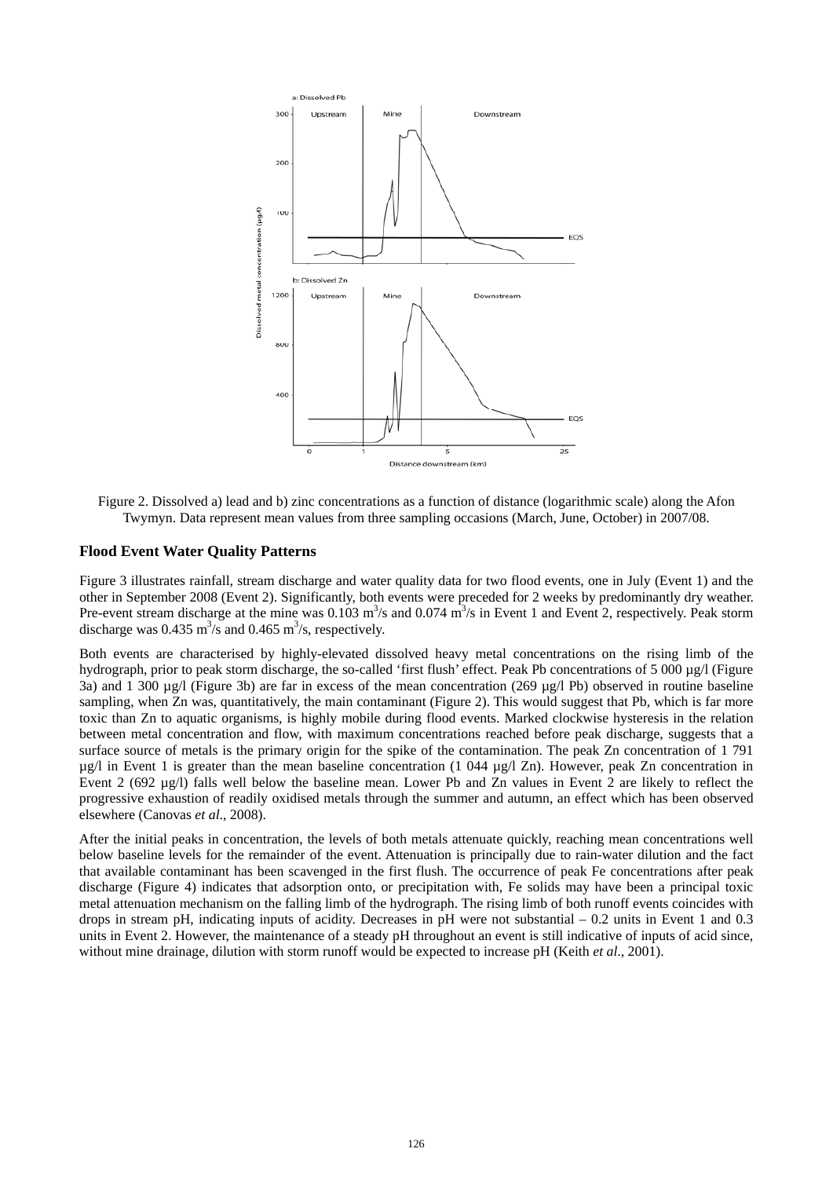Figure 2. Dissolved a) lead and b) zinc concentrations as a function of distance (logarithmic scale) along the Afon Twymyn. Data represent mean values from three sampling occasions (March, June, October) in 2007/08.

### Flood Event Water Quality Patterns

Figure 3 illustrates rainfall, stream discharge and water quality data for two flood events, one in July (Event 1) and the other in September 2008 (Event 2). Significantly, both events were preceded for 2 weeks by predominantly dry weather. Pre-event stream discharge at the mine was 0.103 $m^3/s$ and 0.074 $m^3/s$ in Event 1 and Event 2, respectively. Peak storm discharge was 0.435 $m^3/s$ and 0.465 $m^3/s$, respectively.

Both events are characterised by highly-elevated dissolved heavy metal concentrations on the rising limb of the hydrograph, prior to peak storm discharge, the so-called 'first flush' effect. Peak Pb concentrations of 5 000 µg/l (Figure 3a) and 1 300 µg/l (Figure 3b) are far in excess of the mean concentration (269 µg/l Pb) observed in routine baseline sampling, when Zn was, quantitatively, the main contaminant (Figure 2). This would suggest that Pb, which is far more toxic than Zn to aquatic organisms, is highly mobile during flood events. Marked clockwise hysteresis in the relation between metal concentration and flow, with maximum concentrations reached before peak discharge, suggests that a surface source of metals is the primary origin for the spike of the contamination. The peak Zn concentration of 1 791 µg/l in Event 1 is greater than the mean baseline concentration (1 044 µg/l Zn). However, peak Zn concentration in Event 2 (692 µg/l) falls well below the baseline mean. Lower Pb and Zn values in Event 2 are likely to reflect the progressive exhaustion of readily oxidised metals through the summer and autumn, an effect which has been observed elsewhere (Canovas *et al*., 2008).

After the initial peaks in concentration, the levels of both metals attenuate quickly, reaching mean concentrations well below baseline levels for the remainder of the event. Attenuation is principally due to rain-water dilution and the fact that available contaminant has been scavenged in the first flush. The occurrence of peak Fe concentrations after peak discharge (Figure 4) indicates that adsorption onto, or precipitation with, Fe solids may have been a principal toxic metal attenuation mechanism on the falling limb of the hydrograph. The rising limb of both runoff events coincides with drops in stream pH, indicating inputs of acidity. Decreases in pH were not substantial – 0.2 units in Event 1 and 0.3 units in Event 2. However, the maintenance of a steady pH throughout an event is still indicative of inputs of acid since, without mine drainage, dilution with storm runoff would be expected to increase pH (Keith *et al*., 2001).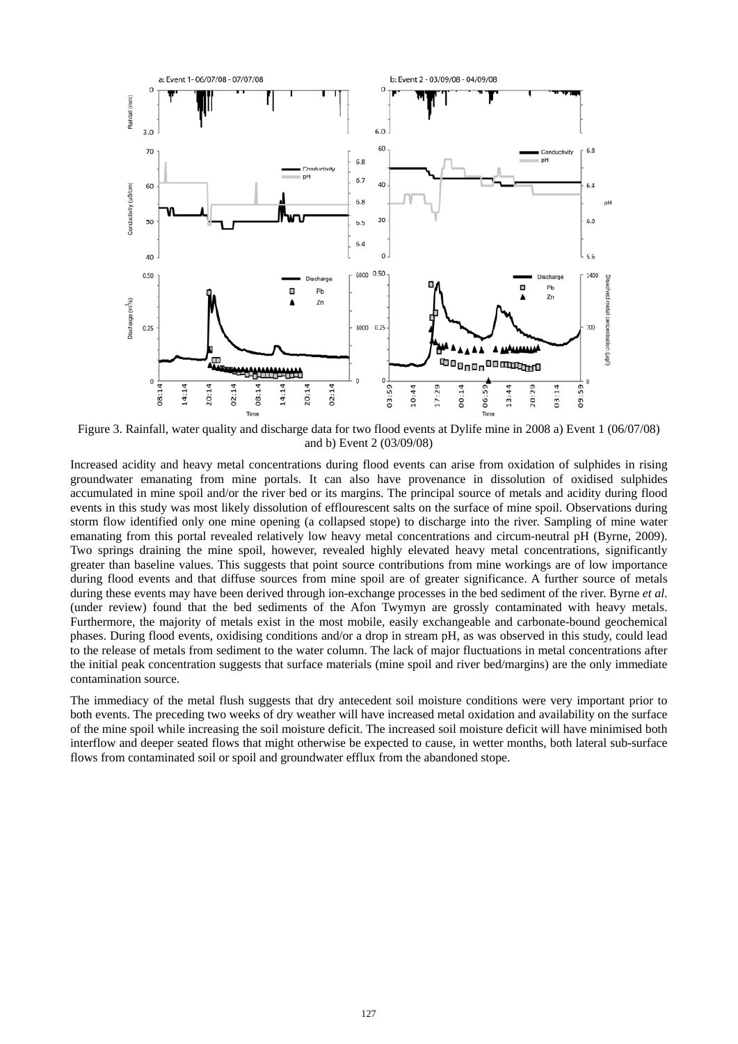Figure 3. Rainfall, water quality and discharge data for two flood events at Dylife mine in 2008 a) Event 1 (06/07/08) and b) Event 2 (03/09/08)

Increased acidity and heavy metal concentrations during flood events can arise from oxidation of sulphides in rising groundwater emanating from mine portals. It can also have provenance in dissolution of oxidised sulphides accumulated in mine spoil and/or the river bed or its margins. The principal source of metals and acidity during flood events in this study was most likely dissolution of efflourescent salts on the surface of mine spoil. Observations during storm flow identified only one mine opening (a collapsed stope) to discharge into the river. Sampling of mine water emanating from this portal revealed relatively low heavy metal concentrations and circum-neutral pH (Byrne, 2009). Two springs draining the mine spoil, however, revealed highly elevated heavy metal concentrations, significantly greater than baseline values. This suggests that point source contributions from mine workings are of low importance during flood events and that diffuse sources from mine spoil are of greater significance. A further source of metals during these events may have been derived through ion-exchange processes in the bed sediment of the river. Byrne *et al.* (under review) found that the bed sediments of the Afon Twymyn are grossly contaminated with heavy metals. Furthermore, the majority of metals exist in the most mobile, easily exchangeable and carbonate-bound geochemical phases. During flood events, oxidising conditions and/or a drop in stream pH, as was observed in this study, could lead to the release of metals from sediment to the water column. The lack of major fluctuations in metal concentrations after the initial peak concentration suggests that surface materials (mine spoil and river bed/margins) are the only immediate contamination source.

The immediacy of the metal flush suggests that dry antecedent soil moisture conditions were very important prior to both events. The preceding two weeks of dry weather will have increased metal oxidation and availability on the surface of the mine spoil while increasing the soil moisture deficit. The increased soil moisture deficit will have minimised both interflow and deeper seated flows that might otherwise be expected to cause, in wetter months, both lateral sub-surface flows from contaminated soil or spoil and groundwater efflux from the abandoned stope.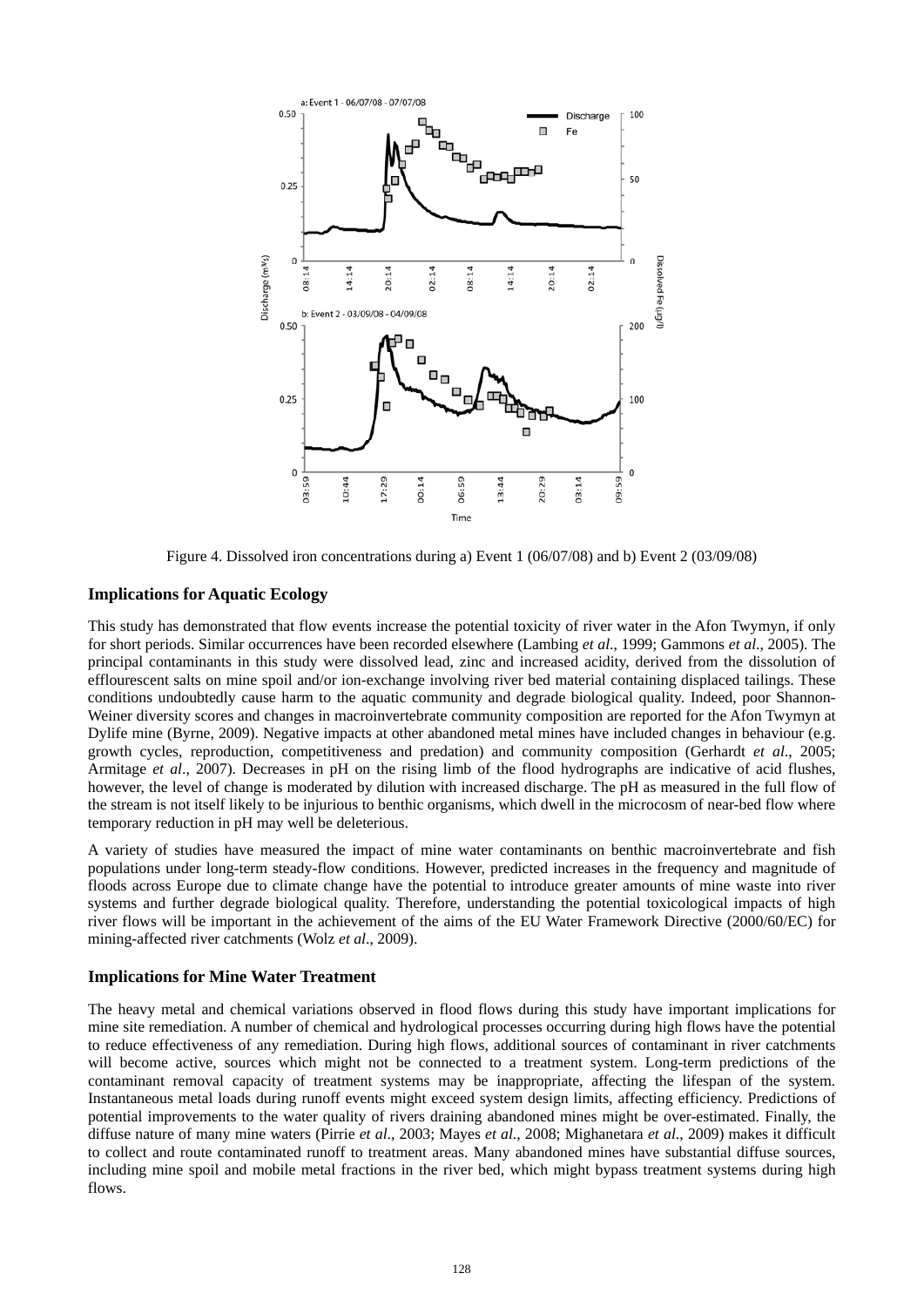Figure 4. Dissolved iron concentrations during a) Event 1 (06/07/08) and b) Event 2 (03/09/08)

## Implications for Aquatic Ecology

This study has demonstrated that flow events increase the potential toxicity of river water in the Afon Twymyn, if only for short periods. Similar occurrences have been recorded elsewhere (Lambing *et al*., 1999; Gammons *et al*., 2005). The principal contaminants in this study were dissolved lead, zinc and increased acidity, derived from the dissolution of efflourescent salts on mine spoil and/or ion-exchange involving river bed material containing displaced tailings. These conditions undoubtedly cause harm to the aquatic community and degrade biological quality. Indeed, poor Shannon-Weiner diversity scores and changes in macroinvertebrate community composition are reported for the Afon Twymyn at Dylife mine (Byrne, 2009). Negative impacts at other abandoned metal mines have included changes in behaviour (e.g. growth cycles, reproduction, competitiveness and predation) and community composition (Gerhardt *et al*., 2005; Armitage *et al*., 2007). Decreases in pH on the rising limb of the flood hydrographs are indicative of acid flushes, however, the level of change is moderated by dilution with increased discharge. The pH as measured in the full flow of the stream is not itself likely to be injurious to benthic organisms, which dwell in the microcosm of near-bed flow where temporary reduction in pH may well be deleterious.

A variety of studies have measured the impact of mine water contaminants on benthic macroinvertebrate and fish populations under long-term steady-flow conditions. However, predicted increases in the frequency and magnitude of floods across Europe due to climate change have the potential to introduce greater amounts of mine waste into river systems and further degrade biological quality. Therefore, understanding the potential toxicological impacts of high river flows will be important in the achievement of the aims of the EU Water Framework Directive (2000/60/EC) for mining-affected river catchments (Wolz *et al*., 2009).

## Implications for Mine Water Treatment

The heavy metal and chemical variations observed in flood flows during this study have important implications for mine site remediation. A number of chemical and hydrological processes occurring during high flows have the potential to reduce effectiveness of any remediation. During high flows, additional sources of contaminant in river catchments will become active, sources which might not be connected to a treatment system. Long-term predictions of the contaminant removal capacity of treatment systems may be inappropriate, affecting the lifespan of the system. Instantaneous metal loads during runoff events might exceed system design limits, affecting efficiency. Predictions of potential improvements to the water quality of rivers draining abandoned mines might be over-estimated. Finally, the diffuse nature of many mine waters (Pirrie *et al*., 2003; Mayes *et al*., 2008; Mighanetara *et al*., 2009) makes it difficult to collect and route contaminated runoff to treatment areas. Many abandoned mines have substantial diffuse sources, including mine spoil and mobile metal fractions in the river bed, which might bypass treatment systems during high flows.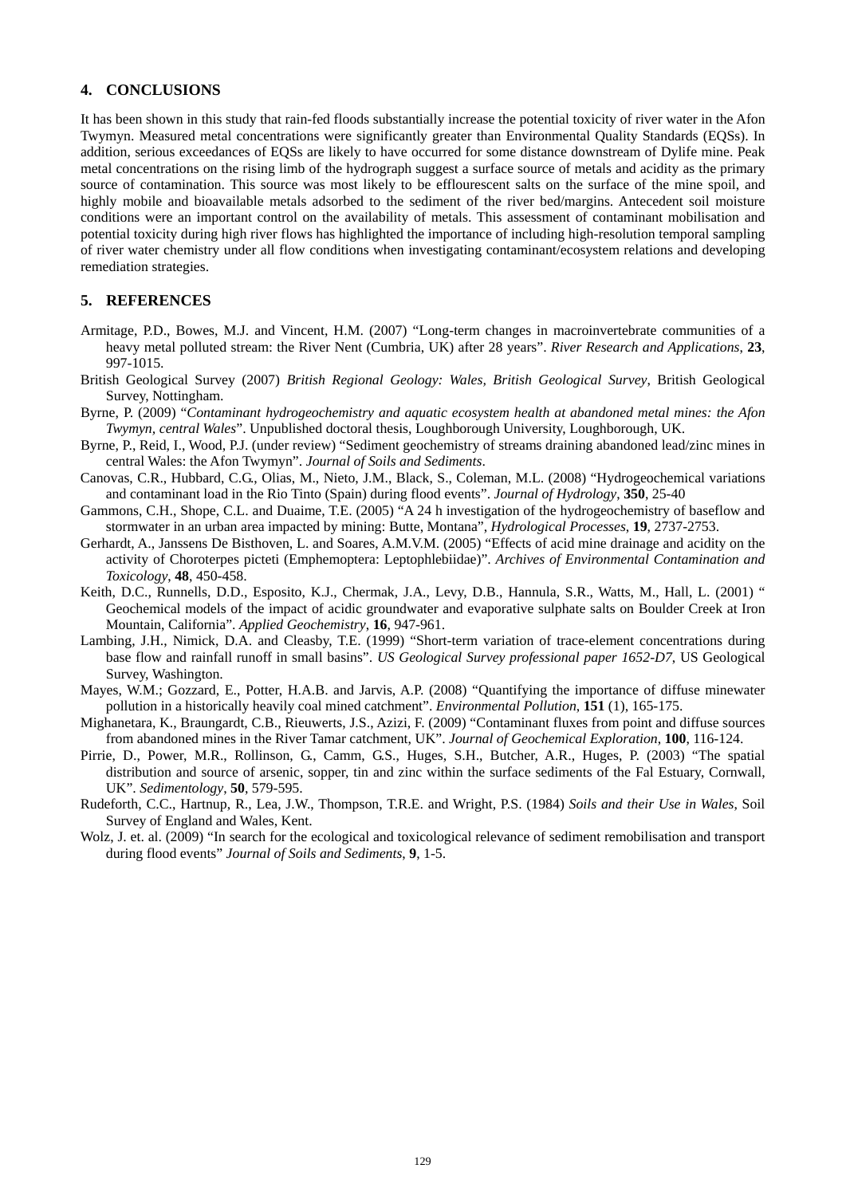## 4. CONCLUSIONS

It has been shown in this study that rain-fed floods substantially increase the potential toxicity of river water in the Afon Twymyn. Measured metal concentrations were significantly greater than Environmental Quality Standards (EQSs). In addition, serious exceedances of EQSs are likely to have occurred for some distance downstream of Dylife mine. Peak metal concentrations on the rising limb of the hydrograph suggest a surface source of metals and acidity as the primary source of contamination. This source was most likely to be efflourescent salts on the surface of the mine spoil, and highly mobile and bioavailable metals adsorbed to the sediment of the river bed/margins. Antecedent soil moisture conditions were an important control on the availability of metals. This assessment of contaminant mobilisation and potential toxicity during high river flows has highlighted the importance of including high-resolution temporal sampling of river water chemistry under all flow conditions when investigating contaminant/ecosystem relations and developing remediation strategies.

## 5. REFERENCES

Armitage, P.D., Bowes, M.J. and Vincent, H.M. (2007) "Long-term changes in macroinvertebrate communities of a heavy metal polluted stream: the River Nent (Cumbria, UK) after 28 years". *River Research and Applications*, **23**, 997-1015.

British Geological Survey (2007) *British Regional Geology: Wales, British Geological Survey*, British Geological Survey, Nottingham.

Byrne, P. (2009) "*Contaminant hydrogeochemistry and aquatic ecosystem health at abandoned metal mines: the Afon Twymyn, central Wales*". Unpublished doctoral thesis, Loughborough University, Loughborough, UK.

Byrne, P., Reid, I., Wood, P.J. (under review) "Sediment geochemistry of streams draining abandoned lead/zinc mines in central Wales: the Afon Twymyn". *Journal of Soils and Sediments*.

Canovas, C.R., Hubbard, C.G., Olias, M., Nieto, J.M., Black, S., Coleman, M.L. (2008) "Hydrogeochemical variations and contaminant load in the Rio Tinto (Spain) during flood events". *Journal of Hydrology*, **350**, 25-40

Gammons, C.H., Shope, C.L. and Duaime, T.E. (2005) "A 24 h investigation of the hydrogeochemistry of baseflow and stormwater in an urban area impacted by mining: Butte, Montana", *Hydrological Processes*, **19**, 2737-2753.

Gerhardt, A., Janssens De Bisthoven, L. and Soares, A.M.V.M. (2005) "Effects of acid mine drainage and acidity on the activity of Choroterpes picteti (Emphemoptera: Leptophlebiidae)". *Archives of Environmental Contamination and Toxicology*, **48**, 450-458.

Keith, D.C., Runnells, D.D., Esposito, K.J., Chermak, J.A., Levy, D.B., Hannula, S.R., Watts, M., Hall, L. (2001) " Geochemical models of the impact of acidic groundwater and evaporative sulphate salts on Boulder Creek at Iron Mountain, California". *Applied Geochemistry*, **16**, 947-961.

Lambing, J.H., Nimick, D.A. and Cleasby, T.E. (1999) "Short-term variation of trace-element concentrations during base flow and rainfall runoff in small basins". *US Geological Survey professional paper 1652-D7*, US Geological Survey, Washington.

Mayes, W.M.; Gozzard, E., Potter, H.A.B. and Jarvis, A.P. (2008) "Quantifying the importance of diffuse minewater pollution in a historically heavily coal mined catchment". *Environmental Pollution*, **151** (1), 165-175.

Mighanetara, K., Braungardt, C.B., Rieuwerts, J.S., Azizi, F. (2009) "Contaminant fluxes from point and diffuse sources from abandoned mines in the River Tamar catchment, UK". *Journal of Geochemical Exploration*, **100**, 116-124.

Pirrie, D., Power, M.R., Rollinson, G., Camm, G.S., Huges, S.H., Butcher, A.R., Huges, P. (2003) "The spatial distribution and source of arsenic, sopper, tin and zinc within the surface sediments of the Fal Estuary, Cornwall, UK". *Sedimentology*, **50**, 579-595.

Rudeforth, C.C., Hartnup, R., Lea, J.W., Thompson, T.R.E. and Wright, P.S. (1984) *Soils and their Use in Wales*, Soil Survey of England and Wales, Kent.

Wolz, J. et. al. (2009) "In search for the ecological and toxicological relevance of sediment remobilisation and transport during flood events" *Journal of Soils and Sediments*, **9**, 1-5.